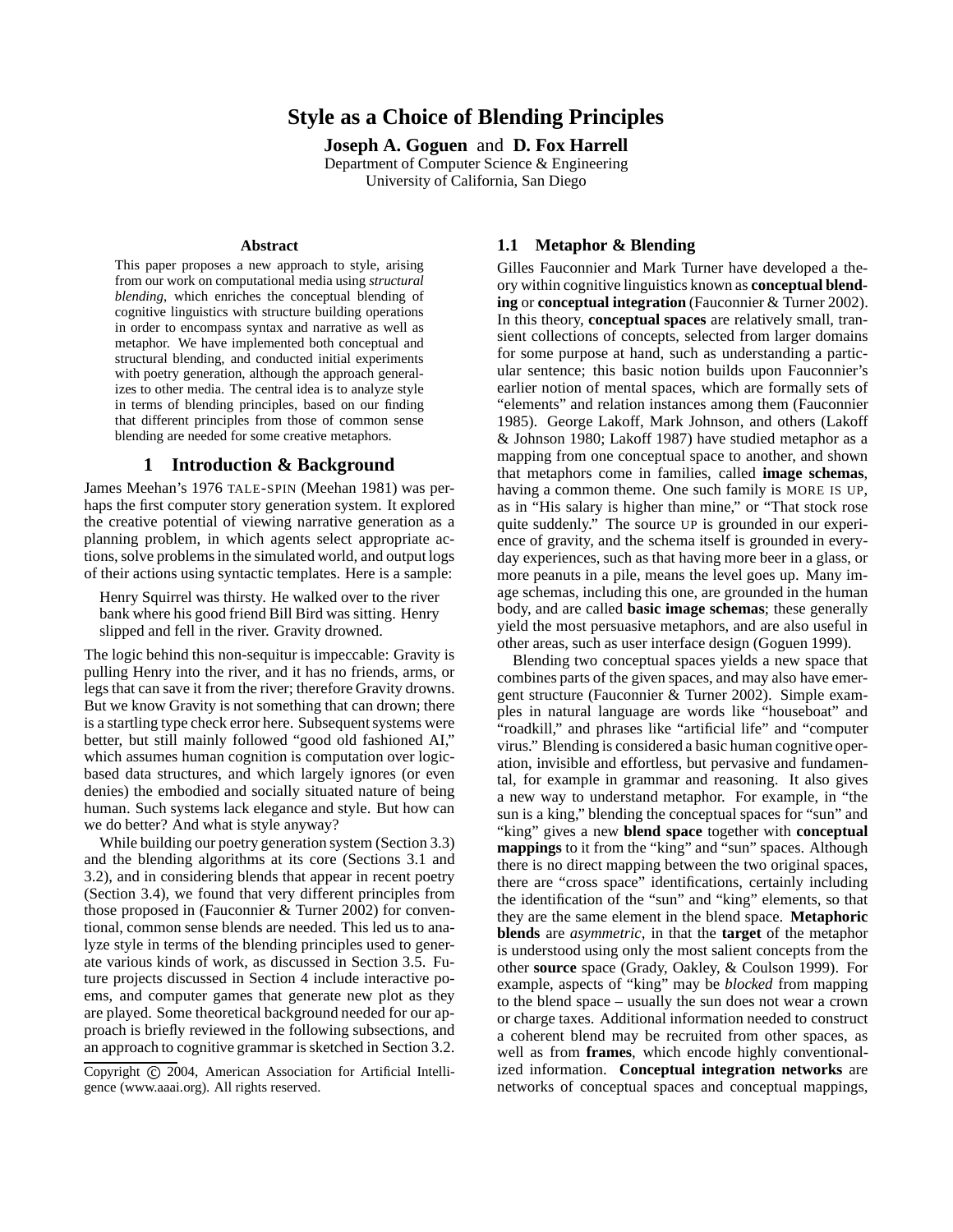# Style as a Choice of Blending Principles

**Joseph A. Goguen** and **D. Fox Harrell**

Department of Computer Science & Engineering
University of California, San Diego

### Abstract

This paper proposes a new approach to style, arising from our work on computational media using *structural blending*, which enriches the conceptual blending of cognitive linguistics with structure building operations in order to encompass syntax and narrative as well as metaphor. We have implemented both conceptual and structural blending, and conducted initial experiments with poetry generation, although the approach generalizes to other media. The central idea is to analyze style in terms of blending principles, based on our finding that different principles from those of common sense blending are needed for some creative metaphors.

## 1 Introduction & Background

James Meehan's 1976 TALE-SPIN (Meehan 1981) was perhaps the first computer story generation system. It explored the creative potential of viewing narrative generation as a planning problem, in which agents select appropriate actions, solve problems in the simulated world, and output logs of their actions using syntactic templates. Here is a sample:

> Henry Squirrel was thirsty. He walked over to the river bank where his good friend Bill Bird was sitting. Henry slipped and fell in the river. Gravity drowned.

The logic behind this non-sequitur is impeccable: Gravity is pulling Henry into the river, and it has no friends, arms, or legs that can save it from the river; therefore Gravity drowns. But we know Gravity is not something that can drown; there is a startling type check error here. Subsequent systems were better, but still mainly followed "good old fashioned AI," which assumes human cognition is computation over logic-based data structures, and which largely ignores (or even denies) the embodied and socially situated nature of being human. Such systems lack elegance and style. But how can we do better? And what is style anyway?

While building our poetry generation system (Section 3.3) and the blending algorithms at its core (Sections 3.1 and 3.2), and in considering blends that appear in recent poetry (Section 3.4), we found that very different principles from those proposed in (Fauconnier & Turner 2002) for conventional, common sense blends are needed. This led us to analyze style in terms of the blending principles used to generate various kinds of work, as discussed in Section 3.5. Future projects discussed in Section 4 include interactive poems, and computer games that generate new plot as they are played. Some theoretical background needed for our approach is briefly reviewed in the following subsections, and an approach to cognitive grammar is sketched in Section 3.2.

Copyright © 2004, American Association for Artificial Intelligence (www.aaai.org). All rights reserved.

### 1.1 Metaphor & Blending

Gilles Fauconnier and Mark Turner have developed a theory within cognitive linguistics known as **conceptual blending** or **conceptual integration** (Fauconnier & Turner 2002). In this theory, **conceptual spaces** are relatively small, transient collections of concepts, selected from larger domains for some purpose at hand, such as understanding a particular sentence; this basic notion builds upon Fauconnier's earlier notion of mental spaces, which are formally sets of "elements" and relation instances among them (Fauconnier 1985). George Lakoff, Mark Johnson, and others (Lakoff & Johnson 1980; Lakoff 1987) have studied metaphor as a mapping from one conceptual space to another, and shown that metaphors come in families, called **image schemas**, having a common theme. One such family is MORE IS UP, as in "His salary is higher than mine," or "That stock rose quite suddenly." The source UP is grounded in our experience of gravity, and the schema itself is grounded in everyday experiences, such as that having more beer in a glass, or more peanuts in a pile, means the level goes up. Many image schemas, including this one, are grounded in the human body, and are called **basic image schemas**; these generally yield the most persuasive metaphors, and are also useful in other areas, such as user interface design (Goguen 1999).

Blending two conceptual spaces yields a new space that combines parts of the given spaces, and may also have emergent structure (Fauconnier & Turner 2002). Simple examples in natural language are words like "houseboat" and "roadkill," and phrases like "artificial life" and "computer virus." Blending is considered a basic human cognitive operation, invisible and effortless, but pervasive and fundamental, for example in grammar and reasoning. It also gives a new way to understand metaphor. For example, in "the sun is a king," blending the conceptual spaces for "sun" and "king" gives a new **blend space** together with **conceptual mappings** to it from the "king" and "sun" spaces. Although there is no direct mapping between the two original spaces, there are "cross space" identifications, certainly including the identification of the "sun" and "king" elements, so that they are the same element in the blend space. **Metaphoric blends** are *asymmetric*, in that the **target** of the metaphor is understood using only the most salient concepts from the other **source** space (Grady, Oakley, & Coulson 1999). For example, aspects of "king" may be *blocked* from mapping to the blend space – usually the sun does not wear a crown or charge taxes. Additional information needed to construct a coherent blend may be recruited from other spaces, as well as from **frames**, which encode highly conventionalized information. **Conceptual integration networks** are networks of conceptual spaces and conceptual mappings,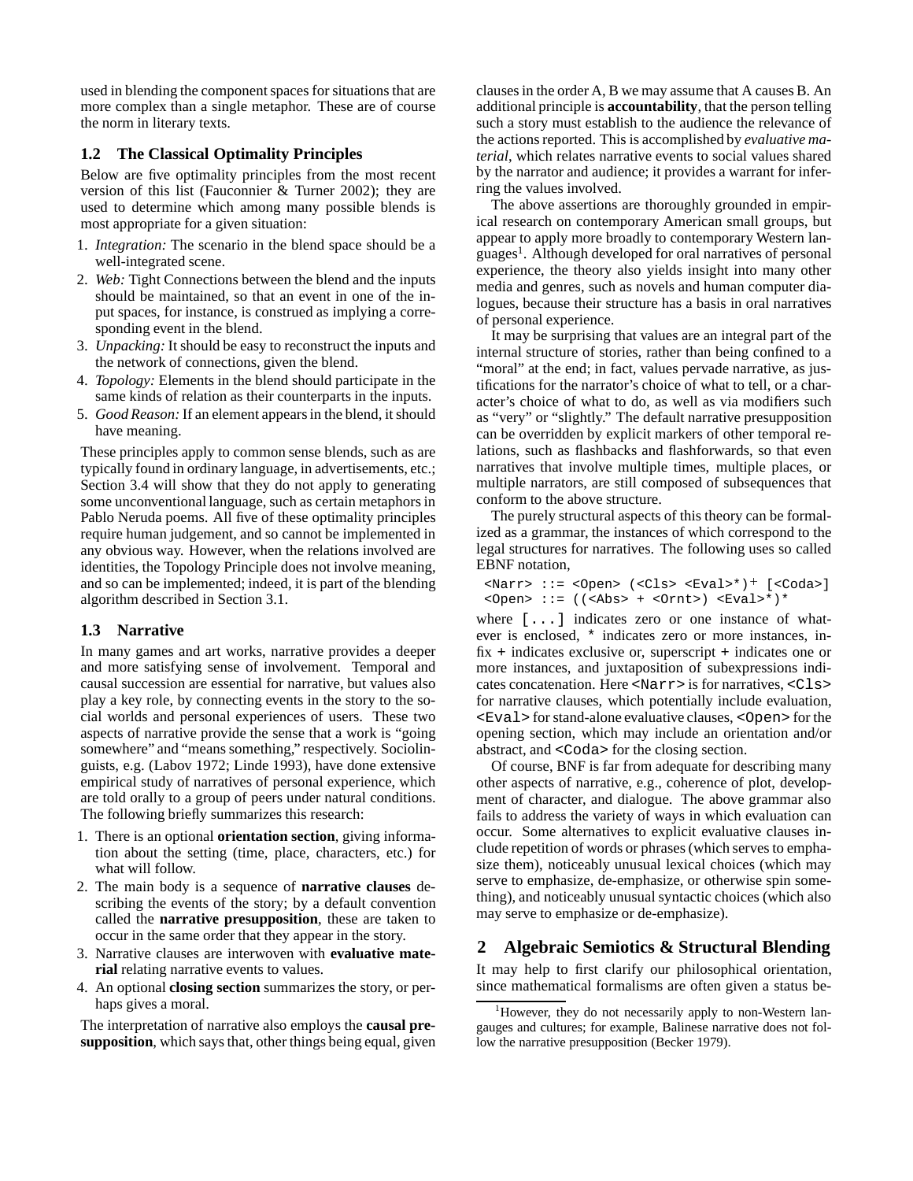used in blending the component spaces for situations that are more complex than a single metaphor. These are of course the norm in literary texts.

### 1.2 The Classical Optimality Principles

Below are five optimality principles from the most recent version of this list (Fauconnier & Turner 2002); they are used to determine which among many possible blends is most appropriate for a given situation:

1. *Integration:* The scenario in the blend space should be a well-integrated scene.
2. *Web:* Tight Connections between the blend and the inputs should be maintained, so that an event in one of the input spaces, for instance, is construed as implying a corresponding event in the blend.
3. *Unpacking:* It should be easy to reconstruct the inputs and the network of connections, given the blend.
4. *Topology:* Elements in the blend should participate in the same kinds of relation as their counterparts in the inputs.
5. *Good Reason:* If an element appears in the blend, it should have meaning.

These principles apply to common sense blends, such as are typically found in ordinary language, in advertisements, etc.; Section 3.4 will show that they do not apply to generating some unconventional language, such as certain metaphors in Pablo Neruda poems. All five of these optimality principles require human judgement, and so cannot be implemented in any obvious way. However, when the relations involved are identities, the Topology Principle does not involve meaning, and so can be implemented; indeed, it is part of the blending algorithm described in Section 3.1.

### 1.3 Narrative

In many games and art works, narrative provides a deeper and more satisfying sense of involvement. Temporal and causal succession are essential for narrative, but values also play a key role, by connecting events in the story to the social worlds and personal experiences of users. These two aspects of narrative provide the sense that a work is "going somewhere" and "means something," respectively. Sociolinguists, e.g. (Labov 1972; Linde 1993), have done extensive empirical study of narratives of personal experience, which are told orally to a group of peers under natural conditions. The following briefly summarizes this research:

1. There is an optional **orientation section**, giving information about the setting (time, place, characters, etc.) for what will follow.
2. The main body is a sequence of **narrative clauses** describing the events of the story; by a default convention called the **narrative presupposition**, these are taken to occur in the same order that they appear in the story.
3. Narrative clauses are interwoven with **evaluative material** relating narrative events to values.
4. An optional **closing section** summarizes the story, or perhaps gives a moral.

The interpretation of narrative also employs the **causal presupposition**, which says that, other things being equal, given clauses in the order A, B we may assume that A causes B. An additional principle is **accountability**, that the person telling such a story must establish to the audience the relevance of the actions reported. This is accomplished by *evaluative material*, which relates narrative events to social values shared by the narrator and audience; it provides a warrant for inferring the values involved.

The above assertions are thoroughly grounded in empirical research on contemporary American small groups, but appear to apply more broadly to contemporary Western languages[1]. Although developed for oral narratives of personal experience, the theory also yields insight into many other media and genres, such as novels and human computer dialogues, because their structure has a basis in oral narratives of personal experience.

It may be surprising that values are an integral part of the internal structure of stories, rather than being confined to a "moral" at the end; in fact, values pervade narrative, as justifications for the narrator's choice of what to tell, or a character's choice of what to do, as well as via modifiers such as "very" or "slightly." The default narrative presupposition can be overridden by explicit markers of other temporal relations, such as flashbacks and flashforwards, so that even narratives that involve multiple times, multiple places, or multiple narrators, are still composed of subsequences that conform to the above structure.

The purely structural aspects of this theory can be formalized as a grammar, the instances of which correspond to the legal structures for narratives. The following uses so called EBNF notation,

```
<Narr> ::= <Open> (<Cls> <Eval>*)+ [<Coda>]
<Open> ::= ((<Abs> + <Ornt>) <Eval>*)*
```

where `[...]` indicates zero or one instance of whatever is enclosed, `*` indicates zero or more instances, infix `+` indicates exclusive or, superscript `+` indicates one or more instances, and juxtaposition of subexpressions indicates concatenation. Here `<Narr>` is for narratives, `<Cls>` for narrative clauses, which potentially include evaluation, `<Eval>` for stand-alone evaluative clauses, `<Open>` for the opening section, which may include an orientation and/or abstract, and `<Coda>` for the closing section.

Of course, BNF is far from adequate for describing many other aspects of narrative, e.g., coherence of plot, development of character, and dialogue. The above grammar also fails to address the variety of ways in which evaluation can occur. Some alternatives to explicit evaluative clauses include repetition of words or phrases (which serves to emphasize them), noticeably unusual lexical choices (which may serve to emphasize, de-emphasize, or otherwise spin something), and noticeably unusual syntactic choices (which also may serve to emphasize or de-emphasize).

## 2 Algebraic Semiotics & Structural Blending

It may help to first clarify our philosophical orientation, since mathematical formalisms are often given a status be-

---

[1] However, they do not necessarily apply to non-Western languages and cultures; for example, Balinese narrative does not follow the narrative presupposition (Becker 1979).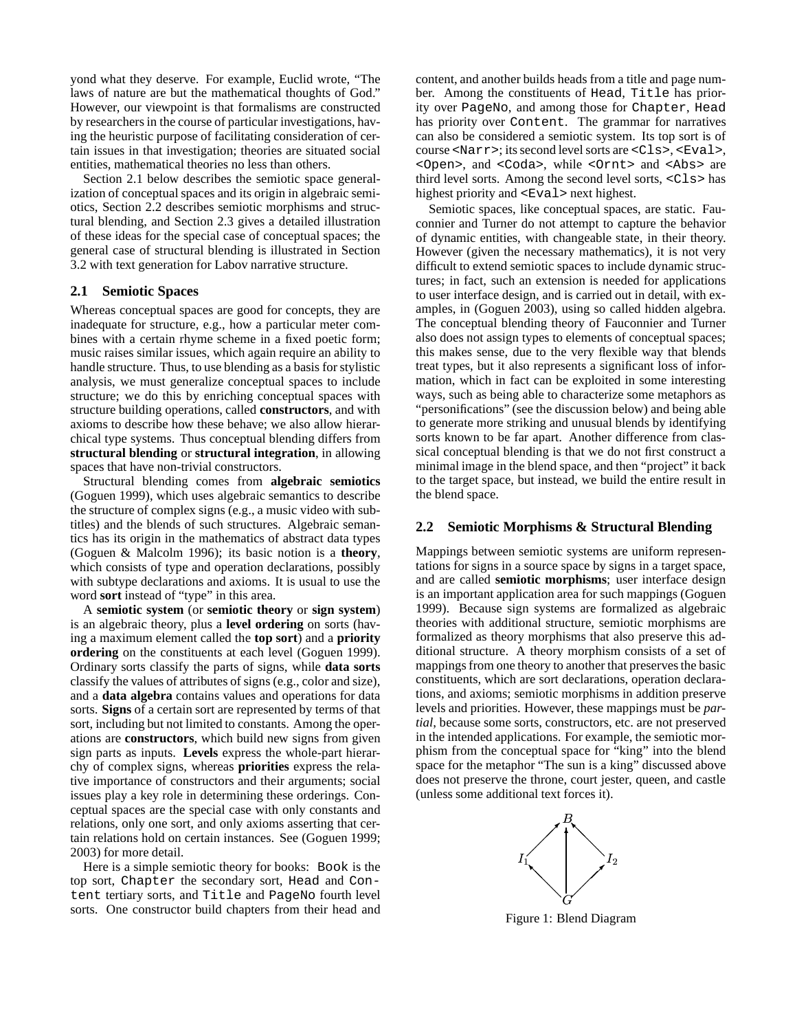yond what they deserve. For example, Euclid wrote, "The laws of nature are but the mathematical thoughts of God." However, our viewpoint is that formalisms are constructed by researchers in the course of particular investigations, having the heuristic purpose of facilitating consideration of certain issues in that investigation; theories are situated social entities, mathematical theories no less than others.

Section 2.1 below describes the semiotic space generalization of conceptual spaces and its origin in algebraic semiotics, Section 2.2 describes semiotic morphisms and structural blending, and Section 2.3 gives a detailed illustration of these ideas for the special case of conceptual spaces; the general case of structural blending is illustrated in Section 3.2 with text generation for Labov narrative structure.

## 2.1 Semiotic Spaces

Whereas conceptual spaces are good for concepts, they are inadequate for structure, e.g., how a particular meter combines with a certain rhyme scheme in a fixed poetic form; music raises similar issues, which again require an ability to handle structure. Thus, to use blending as a basis for stylistic analysis, we must generalize conceptual spaces to include structure; we do this by enriching conceptual spaces with structure building operations, called **constructors**, and with axioms to describe how these behave; we also allow hierarchical type systems. Thus conceptual blending differs from **structural blending** or **structural integration**, in allowing spaces that have non-trivial constructors.

Structural blending comes from **algebraic semiotics** (Goguen 1999), which uses algebraic semantics to describe the structure of complex signs (e.g., a music video with subtitles) and the blends of such structures. Algebraic semantics has its origin in the mathematics of abstract data types (Goguen & Malcolm 1996); its basic notion is a **theory**, which consists of type and operation declarations, possibly with subtype declarations and axioms. It is usual to use the word **sort** instead of "type" in this area.

A **semiotic system** (or **semiotic theory** or **sign system**) is an algebraic theory, plus a **level ordering** on sorts (having a maximum element called the **top sort**) and a **priority ordering** on the constituents at each level (Goguen 1999). Ordinary sorts classify the parts of signs, while **data sorts** classify the values of attributes of signs (e.g., color and size), and a **data algebra** contains values and operations for data sorts. **Signs** of a certain sort are represented by terms of that sort, including but not limited to constants. Among the operations are **constructors**, which build new signs from given sign parts as inputs. **Levels** express the whole-part hierarchy of complex signs, whereas **priorities** express the relative importance of constructors and their arguments; social issues play a key role in determining these orderings. Conceptual spaces are the special case with only constants and relations, only one sort, and only axioms asserting that certain relations hold on certain instances. See (Goguen 1999; 2003) for more detail.

Here is a simple semiotic theory for books: `Book` is the top sort, `Chapter` the secondary sort, `Head` and `Content` tertiary sorts, and `Title` and `PageNo` fourth level sorts. One constructor build chapters from their head and content, and another builds heads from a title and page number. Among the constituents of `Head`, `Title` has priority over `PageNo`, and among those for `Chapter`, `Head` has priority over `Content`. The grammar for narratives can also be considered a semiotic system. Its top sort is of course `<Narr>`; its second level sorts are `<Cls>`, `<Eval>`, `<Open>`, and `<Coda>`, while `<Ornt>` and `<Abs>` are third level sorts. Among the second level sorts, `<Cls>` has highest priority and `<Eval>` next highest.

Semiotic spaces, like conceptual spaces, are static. Fauconnier and Turner do not attempt to capture the behavior of dynamic entities, with changeable state, in their theory. However (given the necessary mathematics), it is not very difficult to extend semiotic spaces to include dynamic structures; in fact, such an extension is needed for applications to user interface design, and is carried out in detail, with examples, in (Goguen 2003), using so called hidden algebra. The conceptual blending theory of Fauconnier and Turner also does not assign types to elements of conceptual spaces; this makes sense, due to the very flexible way that blends treat types, but it also represents a significant loss of information, which in fact can be exploited in some interesting ways, such as being able to characterize some metaphors as "personifications" (see the discussion below) and being able to generate more striking and unusual blends by identifying sorts known to be far apart. Another difference from classical conceptual blending is that we do not first construct a minimal image in the blend space, and then "project" it back to the target space, but instead, we build the entire result in the blend space.

## 2.2 Semiotic Morphisms & Structural Blending

Mappings between semiotic systems are uniform representations for signs in a source space by signs in a target space, and are called **semiotic morphisms**; user interface design is an important application area for such mappings (Goguen 1999). Because sign systems are formalized as algebraic theories with additional structure, semiotic morphisms are formalized as theory morphisms that also preserve this additional structure. A theory morphism consists of a set of mappings from one theory to another that preserves the basic constituents, which are sort declarations, operation declarations, and axioms; semiotic morphisms in addition preserve levels and priorities. However, these mappings must be *partial*, because some sorts, constructors, etc. are not preserved in the intended applications. For example, the semiotic morphism from the conceptual space for "king" into the blend space for the metaphor "The sun is a king" discussed above does not preserve the throne, court jester, queen, and castle (unless some additional text forces it).

$$
\begin{array}{ccccc}
 & & B & & \\
 & \nearrow & \uparrow & \nwarrow & \\
I_1 & & | & & I_2 \\
 & \nwarrow & | & \nearrow & \\
 & & G & &
\end{array}
$$

Figure 1: Blend Diagram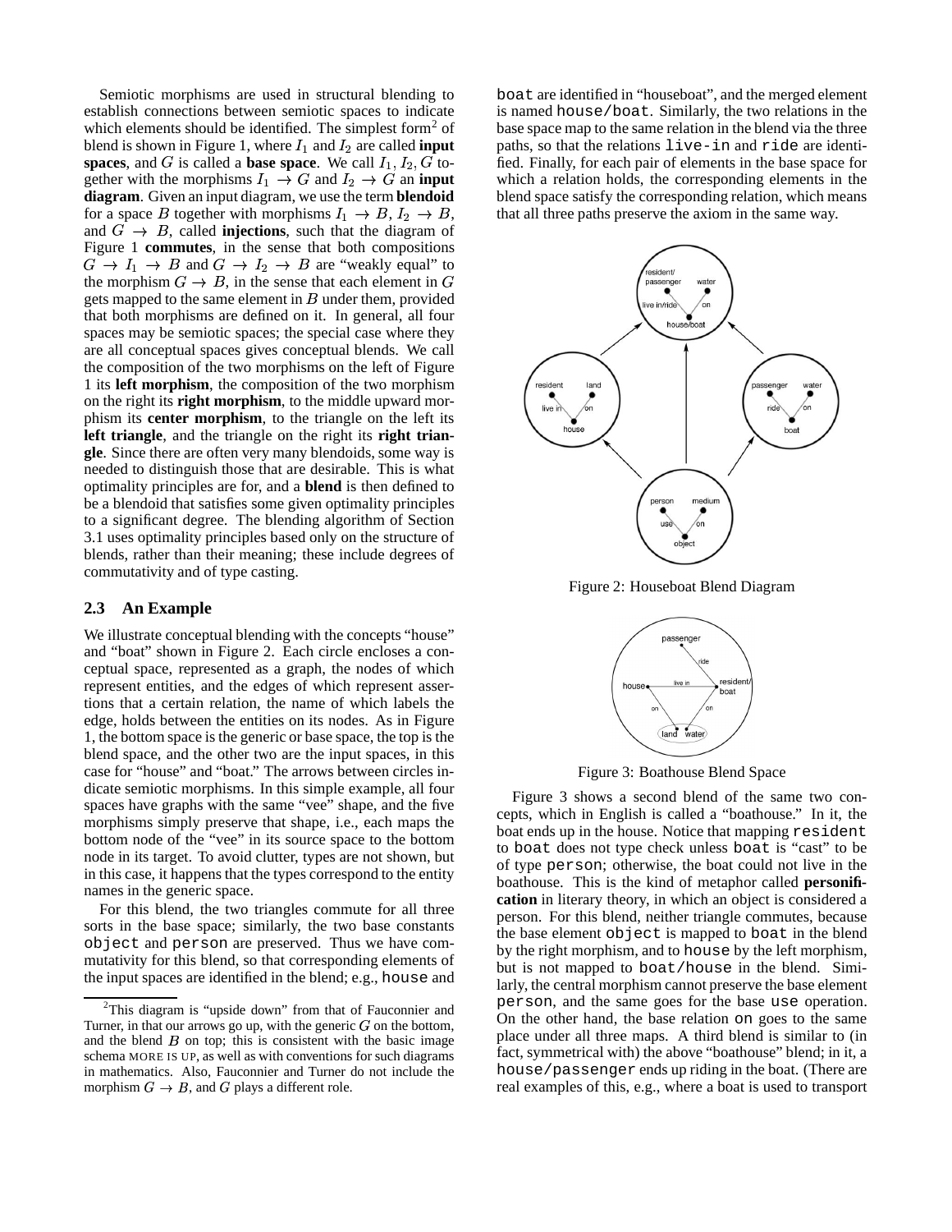Semiotic morphisms are used in structural blending to establish connections between semiotic spaces to indicate which elements should be identified. The simplest form[2] of blend is shown in Figure 1, where $I_1$ and $I_2$ are called **input spaces**, and $G$ is called a **base space**. We call $I_1, I_2, G$ together with the morphisms $I_1 \to G$ and $I_2 \to G$ an **input diagram**. Given an input diagram, we use the term **blendoid** for a space $B$ together with morphisms $I_1 \to B$, $I_2 \to B$, and $G \to B$, called **injections**, such that the diagram of Figure 1 **commutes**, in the sense that both compositions $G \to I_1 \to B$ and $G \to I_2 \to B$ are "weakly equal" to the morphism $G \to B$, in the sense that each element in $G$ gets mapped to the same element in $B$ under them, provided that both morphisms are defined on it. In general, all four spaces may be semiotic spaces; the special case where they are all conceptual spaces gives conceptual blends. We call the composition of the two morphisms on the left of Figure 1 its **left morphism**, the composition of the two morphism on the right its **right morphism**, to the middle upward morphism its **center morphism**, to the triangle on the left its **left triangle**, and the triangle on the right its **right triangle**. Since there are often very many blendoids, some way is needed to distinguish those that are desirable. This is what optimality principles are for, and a **blend** is then defined to be a blendoid that satisfies some given optimality principles to a significant degree. The blending algorithm of Section 3.1 uses optimality principles based only on the structure of blends, rather than their meaning; these include degrees of commutativity and of type casting.

## 2.3 An Example

We illustrate conceptual blending with the concepts "house" and "boat" shown in Figure 2. Each circle encloses a conceptual space, represented as a graph, the nodes of which represent entities, and the edges of which represent assertions that a certain relation, the name of which labels the edge, holds between the entities on its nodes. As in Figure 1, the bottom space is the generic or base space, the top is the blend space, and the other two are the input spaces, in this case for "house" and "boat." The arrows between circles indicate semiotic morphisms. In this simple example, all four spaces have graphs with the same "vee" shape, and the five morphisms simply preserve that shape, i.e., each maps the bottom node of the "vee" in its source space to the bottom node in its target. To avoid clutter, types are not shown, but in this case, it happens that the types correspond to the entity names in the generic space.

For this blend, the two triangles commute for all three sorts in the base space; similarly, the two base constants `object` and `person` are preserved. Thus we have commutativity for this blend, so that corresponding elements of the input spaces are identified in the blend; e.g., `house` and `boat` are identified in "houseboat", and the merged element is named `house/boat`. Similarly, the two relations in the base space map to the same relation in the blend via the three paths, so that the relations `live-in` and `ride` are identified. Finally, for each pair of elements in the base space for which a relation holds, the corresponding elements in the blend space satisfy the corresponding relation, which means that all three paths preserve the axiom in the same way.

Figure 2: Houseboat Blend Diagram

Figure 3: Boathouse Blend Space

Figure 3 shows a second blend of the same two concepts, which in English is called a "boathouse." In it, the boat ends up in the house. Notice that mapping `resident` to `boat` does not type check unless `boat` is "cast" to be of type `person`; otherwise, the boat could not live in the boathouse. This is the kind of metaphor called **personification** in literary theory, in which an object is considered a person. For this blend, neither triangle commutes, because the base element `object` is mapped to `boat` in the blend by the right morphism, and to `house` by the left morphism, but is not mapped to `boat/house` in the blend. Similarly, the central morphism cannot preserve the base element `person`, and the same goes for the base `use` operation. On the other hand, the base relation `on` goes to the same place under all three maps. A third blend is similar to (in fact, symmetrical with) the above "boathouse" blend; in it, a `house/passenger` ends up riding in the boat. (There are real examples of this, e.g., where a boat is used to transport

[2] This diagram is "upside down" from that of Fauconnier and Turner, in that our arrows go up, with the generic $G$ on the bottom, and the blend $B$ on top; this is consistent with the basic image schema MORE IS UP, as well as with conventions for such diagrams in mathematics. Also, Fauconnier and Turner do not include the morphism $G \to B$, and $G$ plays a different role.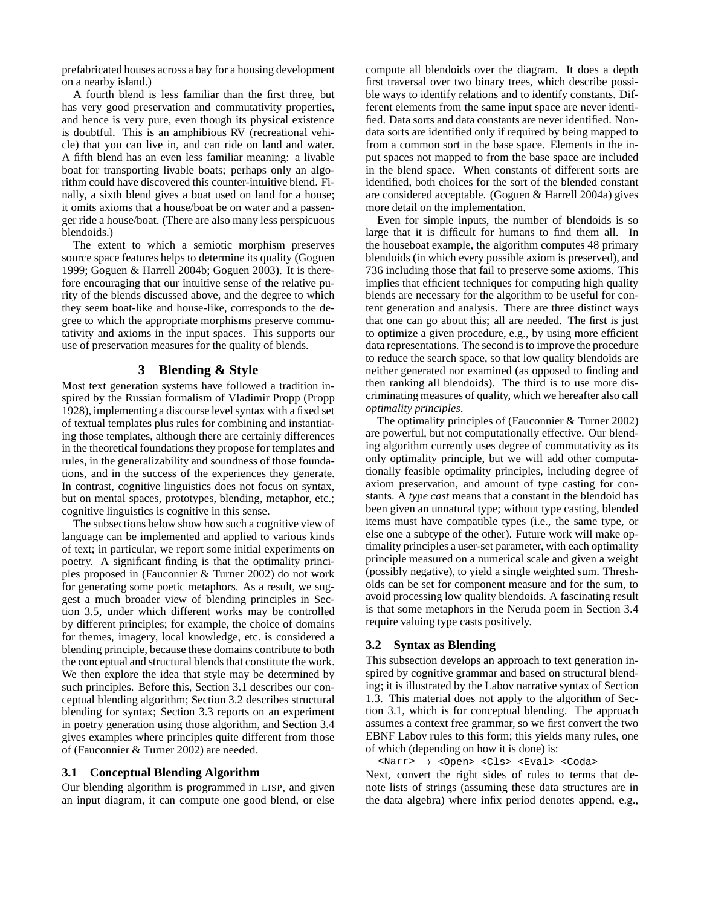prefabricated houses across a bay for a housing development on a nearby island.)

A fourth blend is less familiar than the first three, but has very good preservation and commutativity properties, and hence is very pure, even though its physical existence is doubtful. This is an amphibious RV (recreational vehicle) that you can live in, and can ride on land and water. A fifth blend has an even less familiar meaning: a livable boat for transporting livable boats; perhaps only an algorithm could have discovered this counter-intuitive blend. Finally, a sixth blend gives a boat used on land for a house; it omits axioms that a house/boat be on water and a passenger ride a house/boat. (There are also many less perspicuous blendoids.)

The extent to which a semiotic morphism preserves source space features helps to determine its quality (Goguen 1999; Goguen & Harrell 2004b; Goguen 2003). It is therefore encouraging that our intuitive sense of the relative purity of the blends discussed above, and the degree to which they seem boat-like and house-like, corresponds to the degree to which the appropriate morphisms preserve commutativity and axioms in the input spaces. This supports our use of preservation measures for the quality of blends.

## 3 Blending & Style

Most text generation systems have followed a tradition inspired by the Russian formalism of Vladimir Propp (Propp 1928), implementing a discourse level syntax with a fixed set of textual templates plus rules for combining and instantiating those templates, although there are certainly differences in the theoretical foundations they propose for templates and rules, in the generalizability and soundness of those foundations, and in the success of the experiences they generate. In contrast, cognitive linguistics does not focus on syntax, but on mental spaces, prototypes, blending, metaphor, etc.; cognitive linguistics is cognitive in this sense.

The subsections below show how such a cognitive view of language can be implemented and applied to various kinds of text; in particular, we report some initial experiments on poetry. A significant finding is that the optimality principles proposed in (Fauconnier & Turner 2002) do not work for generating some poetic metaphors. As a result, we suggest a much broader view of blending principles in Section 3.5, under which different works may be controlled by different principles; for example, the choice of domains for themes, imagery, local knowledge, etc. is considered a blending principle, because these domains contribute to both the conceptual and structural blends that constitute the work. We then explore the idea that style may be determined by such principles. Before this, Section 3.1 describes our conceptual blending algorithm; Section 3.2 describes structural blending for syntax; Section 3.3 reports on an experiment in poetry generation using those algorithm, and Section 3.4 gives examples where principles quite different from those of (Fauconnier & Turner 2002) are needed.

### 3.1 Conceptual Blending Algorithm

Our blending algorithm is programmed in LISP, and given an input diagram, it can compute one good blend, or else compute all blendoids over the diagram. It does a depth first traversal over two binary trees, which describe possible ways to identify relations and to identify constants. Different elements from the same input space are never identified. Data sorts and data constants are never identified. Non-data sorts are identified only if required by being mapped to from a common sort in the base space. Elements in the input spaces not mapped to from the base space are included in the blend space. When constants of different sorts are identified, both choices for the sort of the blended constant are considered acceptable. (Goguen & Harrell 2004a) gives more detail on the implementation.

Even for simple inputs, the number of blendoids is so large that it is difficult for humans to find them all. In the houseboat example, the algorithm computes 48 primary blendoids (in which every possible axiom is preserved), and 736 including those that fail to preserve some axioms. This implies that efficient techniques for computing high quality blends are necessary for the algorithm to be useful for content generation and analysis. There are three distinct ways that one can go about this; all are needed. The first is just to optimize a given procedure, e.g., by using more efficient data representations. The second is to improve the procedure to reduce the search space, so that low quality blendoids are neither generated nor examined (as opposed to finding and then ranking all blendoids). The third is to use more discriminating measures of quality, which we hereafter also call *optimality principles*.

The optimality principles of (Fauconnier & Turner 2002) are powerful, but not computationally effective. Our blending algorithm currently uses degree of commutativity as its only optimality principle, but we will add other computationally feasible optimality principles, including degree of axiom preservation, and amount of type casting for constants. A *type cast* means that a constant in the blendoid has been given an unnatural type; without type casting, blended items must have compatible types (i.e., the same type, or else one a subtype of the other). Future work will make optimality principles a user-set parameter, with each optimality principle measured on a numerical scale and given a weight (possibly negative), to yield a single weighted sum. Thresholds can be set for component measure and for the sum, to avoid processing low quality blendoids. A fascinating result is that some metaphors in the Neruda poem in Section 3.4 require valuing type casts positively.

### 3.2 Syntax as Blending

This subsection develops an approach to text generation inspired by cognitive grammar and based on structural blending; it is illustrated by the Labov narrative syntax of Section 1.3. This material does not apply to the algorithm of Section 3.1, which is for conceptual blending. The approach assumes a context free grammar, so we first convert the two EBNF Labov rules to this form; this yields many rules, one of which (depending on how it is done) is:

```
<Narr> → <Open> <Cls> <Eval> <Coda>
```

Next, convert the right sides of rules to terms that denote lists of strings (assuming these data structures are in the data algebra) where infix period denotes append, e.g.,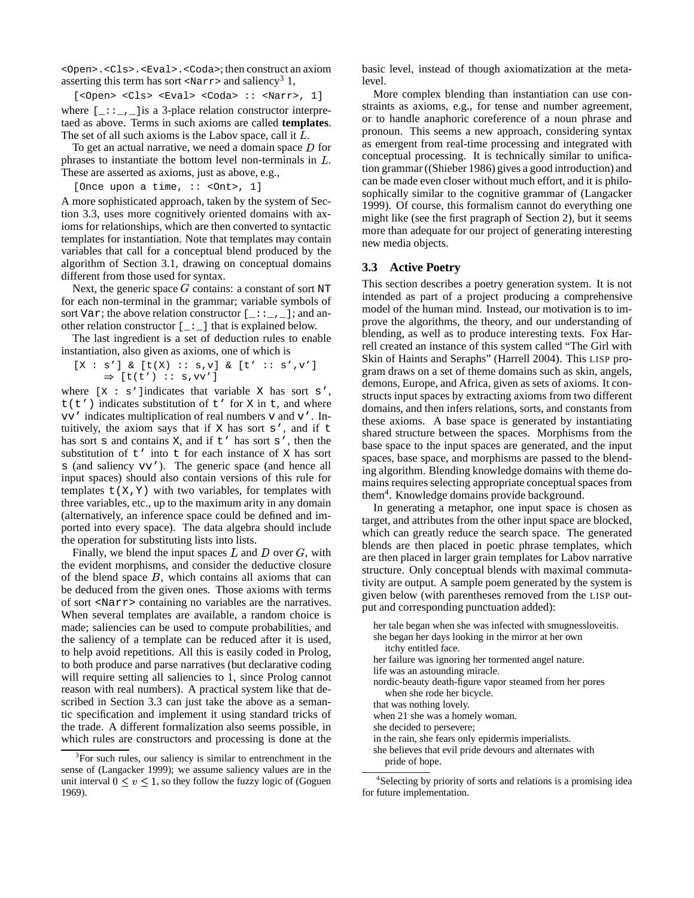<Open>.<Cls>.<Eval>.<Coda>; then construct an axiom asserting this term has sort <Narr> and saliency[3] 1,

```
[<Open> <Cls> <Eval> <Coda> :: <Narr>, 1]
```

where [_::_,_]is a 3-place relation constructor interpretaed as above. Terms in such axioms are called **templates**. The set of all such axioms is the Labov space, call it $L$.

To get an actual narrative, we need a domain space $D$ for phrases to instantiate the bottom level non-terminals in $L$. These are asserted as axioms, just as above, e.g.,

```
[Once upon a time, :: <Ont>, 1]
```

A more sophisticated approach, taken by the system of Section 3.3, uses more cognitively oriented domains with axioms for relationships, which are then converted to syntactic templates for instantiation. Note that templates may contain variables that call for a conceptual blend produced by the algorithm of Section 3.1, drawing on conceptual domains different from those used for syntax.

Next, the generic space $G$ contains: a constant of sort NT for each non-terminal in the grammar; variable symbols of sort Var; the above relation constructor [_::_,_]; and another relation constructor [_:_] that is explained below.

The last ingredient is a set of deduction rules to enable instantiation, also given as axioms, one of which is

```
[X : s'] & [t(X) :: s,v] & [t' :: s',v']
    ⇒ [t(t') :: s,vv']
```

where [X : s']indicates that variable X has sort s', t(t') indicates substitution of t' for X in t, and where vv' indicates multiplication of real numbers v and v'. Intuitively, the axiom says that if X has sort s', and if t has sort s and contains X, and if t' has sort s', then the substitution of t' into t for each instance of X has sort s (and saliency vv'). The generic space (and hence all input spaces) should also contain versions of this rule for templates t(X,Y) with two variables, for templates with three variables, etc., up to the maximum arity in any domain (alternatively, an inference space could be defined and imported into every space). The data algebra should include the operation for substituting lists into lists.

Finally, we blend the input spaces $L$ and $D$ over $G$, with the evident morphisms, and consider the deductive closure of the blend space $B$, which contains all axioms that can be deduced from the given ones. Those axioms with terms of sort <Narr> containing no variables are the narratives. When several templates are available, a random choice is made; saliencies can be used to compute probabilities, and the saliency of a template can be reduced after it is used, to help avoid repetitions. All this is easily coded in Prolog, to both produce and parse narratives (but declarative coding will require setting all saliencies to 1, since Prolog cannot reason with real numbers). A practical system like that described in Section 3.3 can just take the above as a semantic specification and implement it using standard tricks of the trade. A different formalization also seems possible, in which rules are constructors and processing is done at the basic level, instead of though axiomatization at the meta-level.

More complex blending than instantiation can use constraints as axioms, e.g., for tense and number agreement, or to handle anaphoric coreference of a noun phrase and pronoun. This seems a new approach, considering syntax as emergent from real-time processing and integrated with conceptual processing. It is technically similar to unification grammar ((Shieber 1986) gives a good introduction) and can be made even closer without much effort, and it is philosophically similar to the cognitive grammar of (Langacker 1999). Of course, this formalism cannot do everything one might like (see the first pragraph of Section 2), but it seems more than adequate for our project of generating interesting new media objects.

### 3.3 Active Poetry

This section describes a poetry generation system. It is not intended as part of a project producing a comprehensive model of the human mind. Instead, our motivation is to improve the algorithms, the theory, and our understanding of blending, as well as to produce interesting texts. Fox Harrell created an instance of this system called "The Girl with Skin of Haints and Seraphs" (Harrell 2004). This LISP program draws on a set of theme domains such as skin, angels, demons, Europe, and Africa, given as sets of axioms. It constructs input spaces by extracting axioms from two different domains, and then infers relations, sorts, and constants from these axioms. A base space is generated by instantiating shared structure between the spaces. Morphisms from the base space to the input spaces are generated, and the input spaces, base space, and morphisms are passed to the blending algorithm. Blending knowledge domains with theme domains requires selecting appropriate conceptual spaces from them[4]. Knowledge domains provide background.

In generating a metaphor, one input space is chosen as target, and attributes from the other input space are blocked, which can greatly reduce the search space. The generated blends are then placed in poetic phrase templates, which are then placed in larger grain templates for Labov narrative structure. Only conceptual blends with maximal commutativity are output. A sample poem generated by the system is given below (with parentheses removed from the LISP output and corresponding punctuation added):

her tale began when she was infected with smugnessloveitis.
she began her days looking in the mirror at her own
  itchy entitled face.
her failure was ignoring her tormented angel nature.
life was an astounding miracle.
nordic-beauty death-figure vapor steamed from her pores
  when she rode her bicycle.
that was nothing lovely.
when 21 she was a homely woman.
she decided to persevere;
in the rain, she fears only epidermis imperialists.
she believes that evil pride devours and alternates with
  pride of hope.

[3] For such rules, our saliency is similar to entrenchment in the sense of (Langacker 1999); we assume saliency values are in the unit interval $0 \leq v \leq 1$, so they follow the fuzzy logic of (Goguen 1969).

[4] Selecting by priority of sorts and relations is a promising idea for future implementation.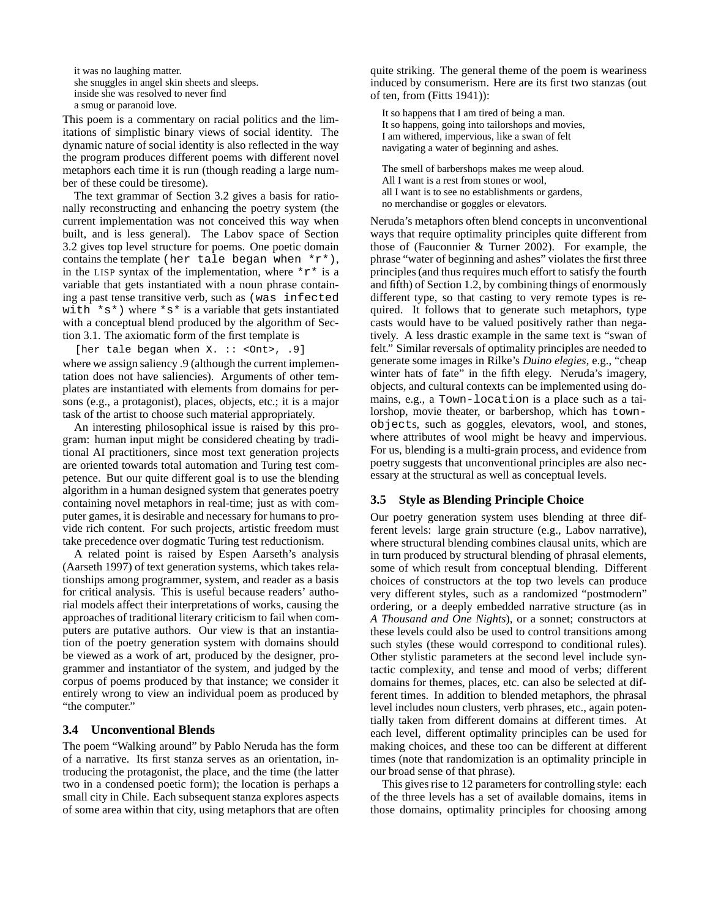it was no laughing matter.
she snuggles in angel skin sheets and sleeps.
inside she was resolved to never find
a smug or paranoid love.

This poem is a commentary on racial politics and the limitations of simplistic binary views of social identity. The dynamic nature of social identity is also reflected in the way the program produces different poems with different novel metaphors each time it is run (though reading a large number of these could be tiresome).

The text grammar of Section 3.2 gives a basis for rationally reconstructing and enhancing the poetry system (the current implementation was not conceived this way when built, and is less general). The Labov space of Section 3.2 gives top level structure for poems. One poetic domain contains the template `(her tale began when *r*)`, in the LISP syntax of the implementation, where `*r*` is a variable that gets instantiated with a noun phrase containing a past tense transitive verb, such as `(was infected with *s*)` where `*s*` is a variable that gets instantiated with a conceptual blend produced by the algorithm of Section 3.1. The axiomatic form of the first template is

```
[her tale began when X. :: <Ont>, .9]
```

where we assign saliency .9 (although the current implementation does not have saliencies). Arguments of other templates are instantiated with elements from domains for persons (e.g., a protagonist), places, objects, etc.; it is a major task of the artist to choose such material appropriately.

An interesting philosophical issue is raised by this program: human input might be considered cheating by traditional AI practitioners, since most text generation projects are oriented towards total automation and Turing test competence. But our quite different goal is to use the blending algorithm in a human designed system that generates poetry containing novel metaphors in real-time; just as with computer games, it is desirable and necessary for humans to provide rich content. For such projects, artistic freedom must take precedence over dogmatic Turing test reductionism.

A related point is raised by Espen Aarseth's analysis (Aarseth 1997) of text generation systems, which takes relationships among programmer, system, and reader as a basis for critical analysis. This is useful because readers' authorial models affect their interpretations of works, causing the approaches of traditional literary criticism to fail when computers are putative authors. Our view is that an instantiation of the poetry generation system with domains should be viewed as a work of art, produced by the designer, programmer and instantiator of the system, and judged by the corpus of poems produced by that instance; we consider it entirely wrong to view an individual poem as produced by "the computer."

### 3.4 Unconventional Blends

The poem "Walking around" by Pablo Neruda has the form of a narrative. Its first stanza serves as an orientation, introducing the protagonist, the place, and the time (the latter two in a condensed poetic form); the location is perhaps a small city in Chile. Each subsequent stanza explores aspects of some area within that city, using metaphors that are often quite striking. The general theme of the poem is weariness induced by consumerism. Here are its first two stanzas (out of ten, from (Fitts 1941)):

It so happens that I am tired of being a man.
It so happens, going into tailorshops and movies,
I am withered, impervious, like a swan of felt
navigating a water of beginning and ashes.

The smell of barbershops makes me weep aloud.
All I want is a rest from stones or wool,
all I want is to see no establishments or gardens,
no merchandise or goggles or elevators.

Neruda's metaphors often blend concepts in unconventional ways that require optimality principles quite different from those of (Fauconnier & Turner 2002). For example, the phrase "water of beginning and ashes" violates the first three principles (and thus requires much effort to satisfy the fourth and fifth) of Section 1.2, by combining things of enormously different type, so that casting to very remote types is required. It follows that to generate such metaphors, type casts would have to be valued positively rather than negatively. A less drastic example in the same text is "swan of felt." Similar reversals of optimality principles are needed to generate some images in Rilke's *Duino elegies*, e.g., "cheap winter hats of fate" in the fifth elegy. Neruda's imagery, objects, and cultural contexts can be implemented using domains, e.g., a `Town-location` is a place such as a tailorshop, movie theater, or barbershop, which has `town-objects`, such as goggles, elevators, wool, and stones, where attributes of wool might be heavy and impervious. For us, blending is a multi-grain process, and evidence from poetry suggests that unconventional principles are also necessary at the structural as well as conceptual levels.

### 3.5 Style as Blending Principle Choice

Our poetry generation system uses blending at three different levels: large grain structure (e.g., Labov narrative), where structural blending combines clausal units, which are in turn produced by structural blending of phrasal elements, some of which result from conceptual blending. Different choices of constructors at the top two levels can produce very different styles, such as a randomized "postmodern" ordering, or a deeply embedded narrative structure (as in *A Thousand and One Nights*), or a sonnet; constructors at these levels could also be used to control transitions among such styles (these would correspond to conditional rules). Other stylistic parameters at the second level include syntactic complexity, and tense and mood of verbs; different domains for themes, places, etc. can also be selected at different times. In addition to blended metaphors, the phrasal level includes noun clusters, verb phrases, etc., again potentially taken from different domains at different times. At each level, different optimality principles can be used for making choices, and these too can be different at different times (note that randomization is an optimality principle in our broad sense of that phrase).

This gives rise to 12 parameters for controlling style: each of the three levels has a set of available domains, items in those domains, optimality principles for choosing among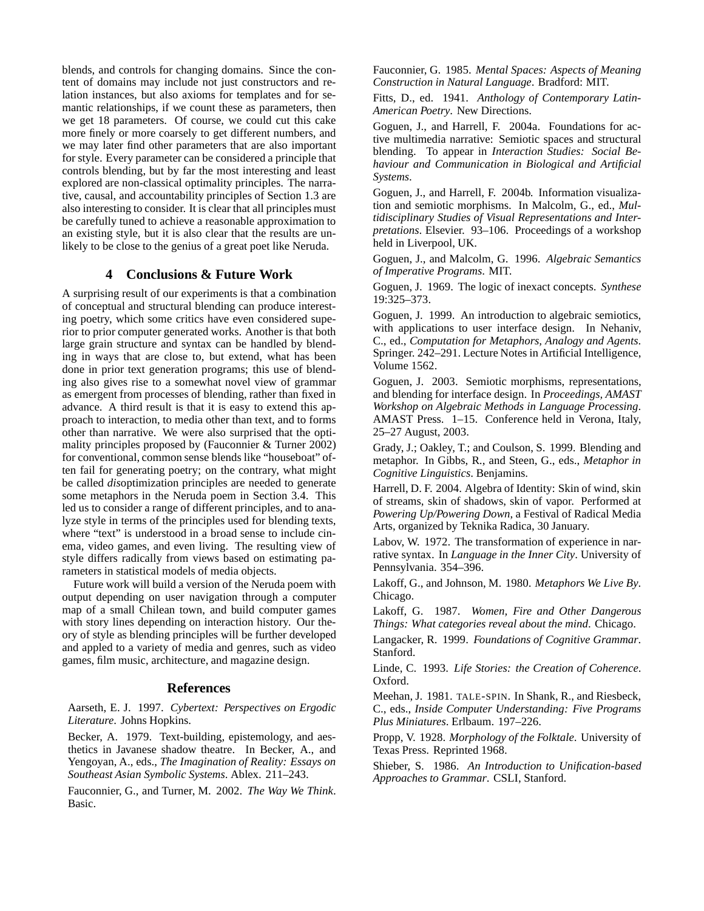blends, and controls for changing domains. Since the content of domains may include not just constructors and relation instances, but also axioms for templates and for semantic relationships, if we count these as parameters, then we get 18 parameters. Of course, we could cut this cake more finely or more coarsely to get different numbers, and we may later find other parameters that are also important for style. Every parameter can be considered a principle that controls blending, but by far the most interesting and least explored are non-classical optimality principles. The narrative, causal, and accountability principles of Section 1.3 are also interesting to consider. It is clear that all principles must be carefully tuned to achieve a reasonable approximation to an existing style, but it is also clear that the results are unlikely to be close to the genius of a great poet like Neruda.

## 4 Conclusions & Future Work

A surprising result of our experiments is that a combination of conceptual and structural blending can produce interesting poetry, which some critics have even considered superior to prior computer generated works. Another is that both large grain structure and syntax can be handled by blending in ways that are close to, but extend, what has been done in prior text generation programs; this use of blending also gives rise to a somewhat novel view of grammar as emergent from processes of blending, rather than fixed in advance. A third result is that it is easy to extend this approach to interaction, to media other than text, and to forms other than narrative. We were also surprised that the optimality principles proposed by (Fauconnier & Turner 2002) for conventional, common sense blends like "houseboat" often fail for generating poetry; on the contrary, what might be called *dis*optimization principles are needed to generate some metaphors in the Neruda poem in Section 3.4. This led us to consider a range of different principles, and to analyze style in terms of the principles used for blending texts, where "text" is understood in a broad sense to include cinema, video games, and even living. The resulting view of style differs radically from views based on estimating parameters in statistical models of media objects.

Future work will build a version of the Neruda poem with output depending on user navigation through a computer map of a small Chilean town, and build computer games with story lines depending on interaction history. Our theory of style as blending principles will be further developed and applied to a variety of media and genres, such as video games, film music, architecture, and magazine design.

## References

Aarseth, E. J. 1997. *Cybertext: Perspectives on Ergodic Literature*. Johns Hopkins.

Becker, A. 1979. Text-building, epistemology, and aesthetics in Javanese shadow theatre. In Becker, A., and Yengoyan, A., eds., *The Imagination of Reality: Essays on Southeast Asian Symbolic Systems*. Ablex. 211–243.

Fauconnier, G., and Turner, M. 2002. *The Way We Think*. Basic.

Fauconnier, G. 1985. *Mental Spaces: Aspects of Meaning Construction in Natural Language*. Bradford: MIT.

Fitts, D., ed. 1941. *Anthology of Contemporary Latin-American Poetry*. New Directions.

Goguen, J., and Harrell, F. 2004a. Foundations for active multimedia narrative: Semiotic spaces and structural blending. To appear in *Interaction Studies: Social Behaviour and Communication in Biological and Artificial Systems*.

Goguen, J., and Harrell, F. 2004b. Information visualization and semiotic morphisms. In Malcolm, G., ed., *Multidisciplinary Studies of Visual Representations and Interpretations*. Elsevier. 93–106. Proceedings of a workshop held in Liverpool, UK.

Goguen, J., and Malcolm, G. 1996. *Algebraic Semantics of Imperative Programs*. MIT.

Goguen, J. 1969. The logic of inexact concepts. *Synthese* 19:325–373.

Goguen, J. 1999. An introduction to algebraic semiotics, with applications to user interface design. In Nehaniv, C., ed., *Computation for Metaphors, Analogy and Agents*. Springer. 242–291. Lecture Notes in Artificial Intelligence, Volume 1562.

Goguen, J. 2003. Semiotic morphisms, representations, and blending for interface design. In *Proceedings, AMAST Workshop on Algebraic Methods in Language Processing*. AMAST Press. 1–15. Conference held in Verona, Italy, 25–27 August, 2003.

Grady, J.; Oakley, T.; and Coulson, S. 1999. Blending and metaphor. In Gibbs, R., and Steen, G., eds., *Metaphor in Cognitive Linguistics*. Benjamins.

Harrell, D. F. 2004. Algebra of Identity: Skin of wind, skin of streams, skin of shadows, skin of vapor. Performed at *Powering Up/Powering Down*, a Festival of Radical Media Arts, organized by Teknika Radica, 30 January.

Labov, W. 1972. The transformation of experience in narrative syntax. In *Language in the Inner City*. University of Pennsylvania. 354–396.

Lakoff, G., and Johnson, M. 1980. *Metaphors We Live By*. Chicago.

Lakoff, G. 1987. *Women, Fire and Other Dangerous Things: What categories reveal about the mind*. Chicago.

Langacker, R. 1999. *Foundations of Cognitive Grammar*. Stanford.

Linde, C. 1993. *Life Stories: the Creation of Coherence*. Oxford.

Meehan, J. 1981. TALE-SPIN. In Shank, R., and Riesbeck, C., eds., *Inside Computer Understanding: Five Programs Plus Miniatures*. Erlbaum. 197–226.

Propp, V. 1928. *Morphology of the Folktale*. University of Texas Press. Reprinted 1968.

Shieber, S. 1986. *An Introduction to Unification-based Approaches to Grammar*. CSLI, Stanford.